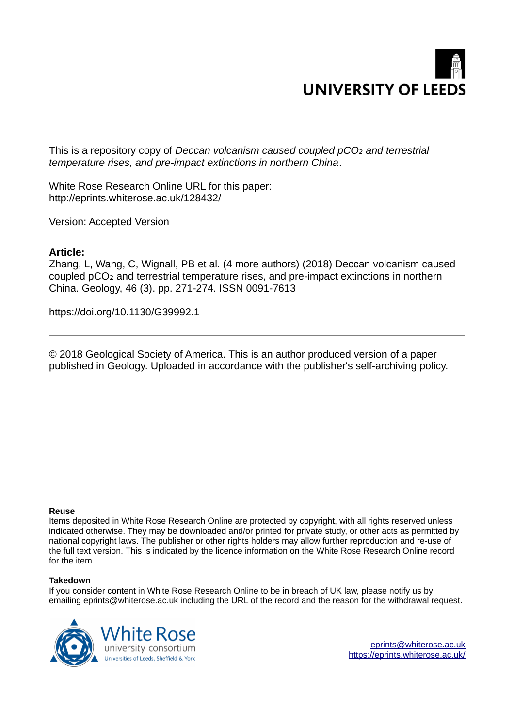UNIVERSITY OF LEEDS

This is a repository copy of *Deccan volcanism caused coupled $pCO_2$ and terrestrial temperature rises, and pre-impact extinctions in northern China*.

White Rose Research Online URL for this paper:
http://eprints.whiterose.ac.uk/128432/

Version: Accepted Version

---

**Article:**

Zhang, L, Wang, C, Wignall, PB et al. (4 more authors) (2018) Deccan volcanism caused coupled $pCO_2$ and terrestrial temperature rises, and pre-impact extinctions in northern China. Geology, 46 (3). pp. 271-274. ISSN 0091-7613

https://doi.org/10.1130/G39992.1

---

© 2018 Geological Society of America. This is an author produced version of a paper published in Geology. Uploaded in accordance with the publisher's self-archiving policy.

**Reuse**

Items deposited in White Rose Research Online are protected by copyright, with all rights reserved unless indicated otherwise. They may be downloaded and/or printed for private study, or other acts as permitted by national copyright laws. The publisher or other rights holders may allow further reproduction and re-use of the full text version. This is indicated by the licence information on the White Rose Research Online record for the item.

**Takedown**

If you consider content in White Rose Research Online to be in breach of UK law, please notify us by emailing eprints@whiterose.ac.uk including the URL of the record and the reason for the withdrawal request.

White Rose university consortium
Universities of Leeds, Sheffield & York

eprints@whiterose.ac.uk
https://eprints.whiterose.ac.uk/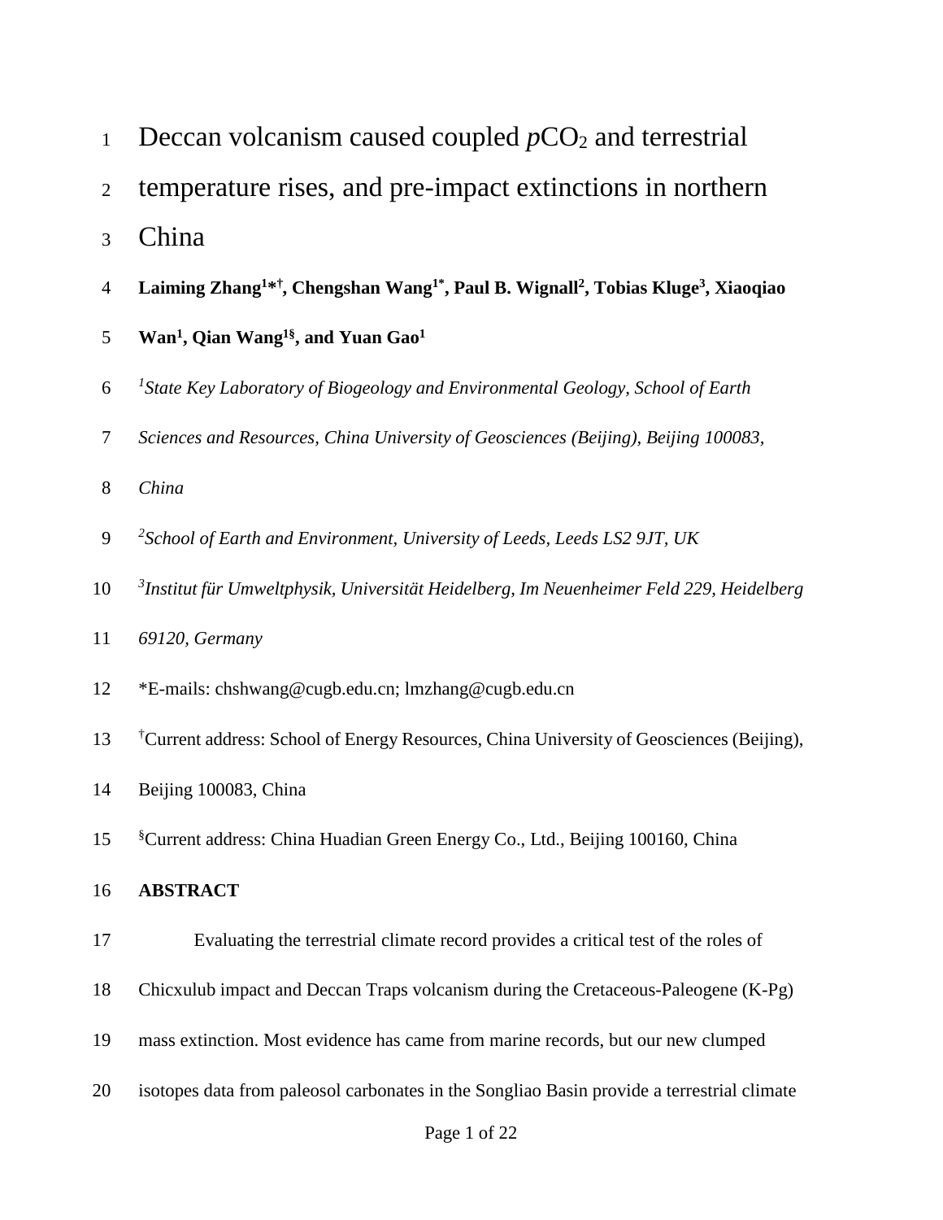# Deccan volcanism caused coupled $pCO_2$ and terrestrial temperature rises, and pre-impact extinctions in northern China

**Laiming Zhang[1*†], Chengshan Wang[1*], Paul B. Wignall[2], Tobias Kluge[3], Xiaoqiao Wan[1], Qian Wang[1§], and Yuan Gao[1]**

*[1]State Key Laboratory of Biogeology and Environmental Geology, School of Earth Sciences and Resources, China University of Geosciences (Beijing), Beijing 100083, China*

*[2]School of Earth and Environment, University of Leeds, Leeds LS2 9JT, UK*

*[3]Institut für Umweltphysik, Universität Heidelberg, Im Neuenheimer Feld 229, Heidelberg 69120, Germany*

*E-mails: chshwang@cugb.edu.cn; lmzhang@cugb.edu.cn

[†]Current address: School of Energy Resources, China University of Geosciences (Beijing), Beijing 100083, China

[§]Current address: China Huadian Green Energy Co., Ltd., Beijing 100160, China

**ABSTRACT**

Evaluating the terrestrial climate record provides a critical test of the roles of Chicxulub impact and Deccan Traps volcanism during the Cretaceous-Paleogene (K-Pg) mass extinction. Most evidence has came from marine records, but our new clumped isotopes data from paleosol carbonates in the Songliao Basin provide a terrestrial climate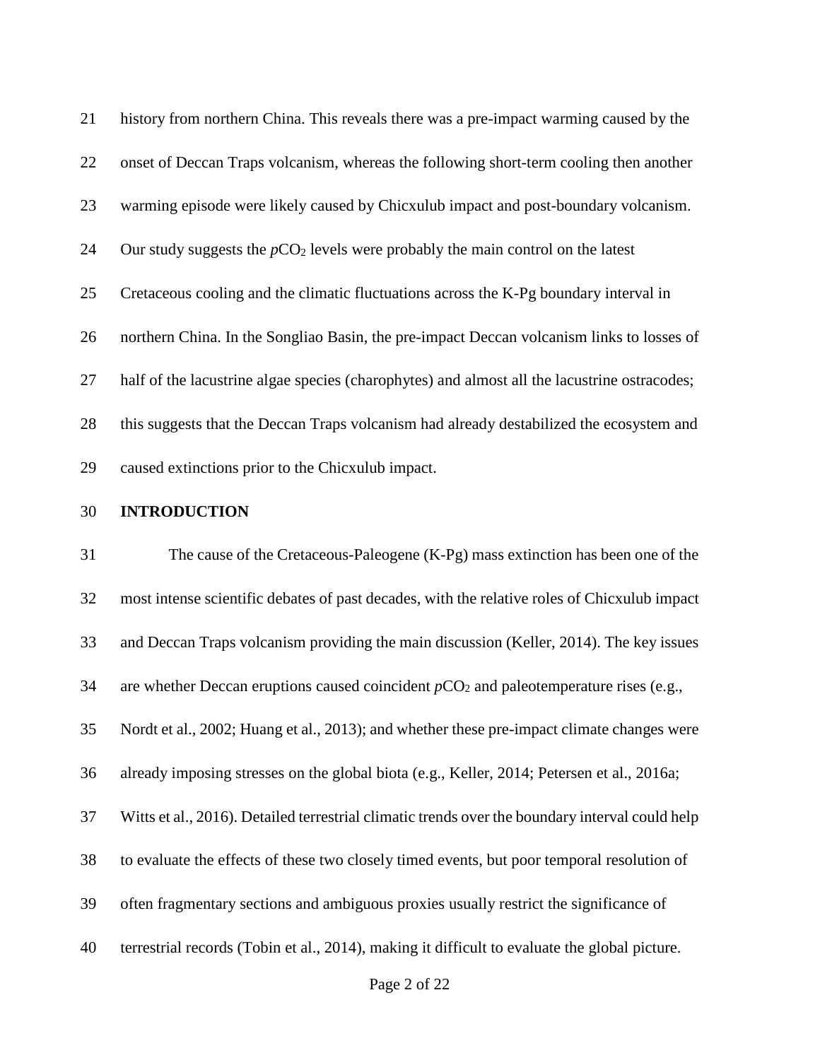history from northern China. This reveals there was a pre-impact warming caused by the onset of Deccan Traps volcanism, whereas the following short-term cooling then another warming episode were likely caused by Chicxulub impact and post-boundary volcanism. Our study suggests the $pCO_2$ levels were probably the main control on the latest Cretaceous cooling and the climatic fluctuations across the K-Pg boundary interval in northern China. In the Songliao Basin, the pre-impact Deccan volcanism links to losses of half of the lacustrine algae species (charophytes) and almost all the lacustrine ostracodes; this suggests that the Deccan Traps volcanism had already destabilized the ecosystem and caused extinctions prior to the Chicxulub impact.

## INTRODUCTION

The cause of the Cretaceous-Paleogene (K-Pg) mass extinction has been one of the most intense scientific debates of past decades, with the relative roles of Chicxulub impact and Deccan Traps volcanism providing the main discussion (Keller, 2014). The key issues are whether Deccan eruptions caused coincident $pCO_2$ and paleotemperature rises (e.g., Nordt et al., 2002; Huang et al., 2013); and whether these pre-impact climate changes were already imposing stresses on the global biota (e.g., Keller, 2014; Petersen et al., 2016a; Witts et al., 2016). Detailed terrestrial climatic trends over the boundary interval could help to evaluate the effects of these two closely timed events, but poor temporal resolution of often fragmentary sections and ambiguous proxies usually restrict the significance of terrestrial records (Tobin et al., 2014), making it difficult to evaluate the global picture.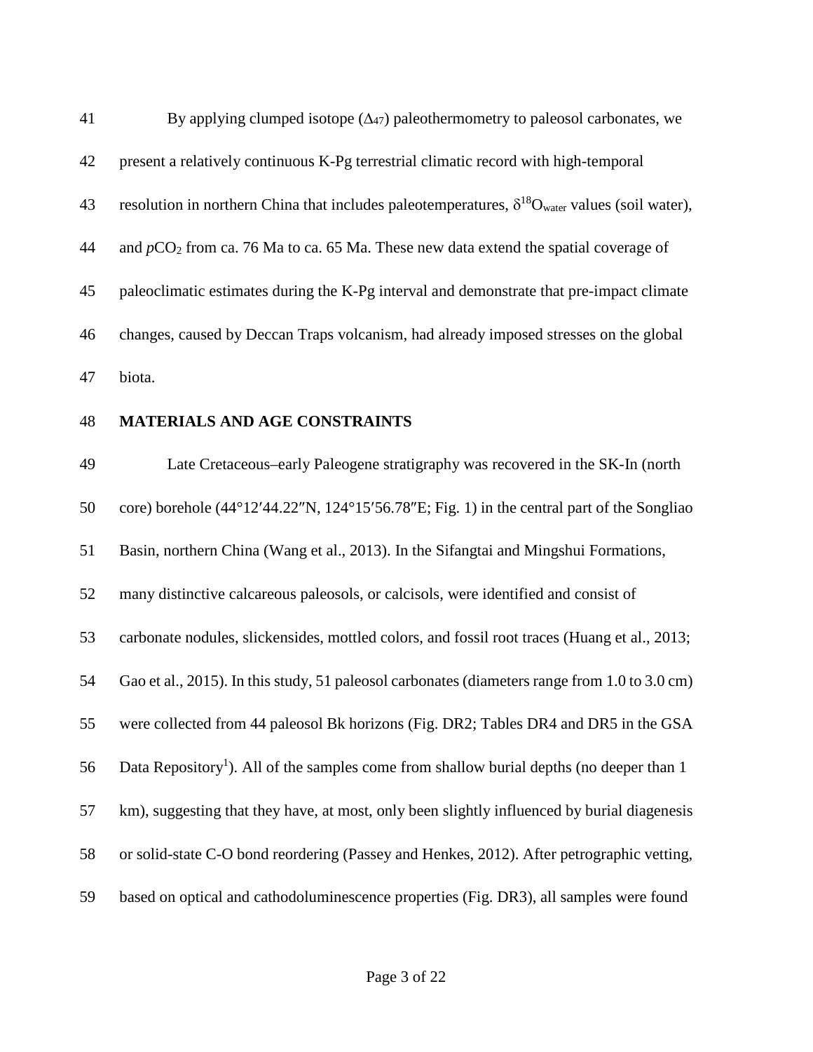By applying clumped isotope ($\Delta_{47}$) paleothermometry to paleosol carbonates, we present a relatively continuous K-Pg terrestrial climatic record with high-temporal resolution in northern China that includes paleotemperatures, $\delta^{18}O_{water}$ values (soil water), and $pCO_2$ from ca. 76 Ma to ca. 65 Ma. These new data extend the spatial coverage of paleoclimatic estimates during the K-Pg interval and demonstrate that pre-impact climate changes, caused by Deccan Traps volcanism, had already imposed stresses on the global biota.

## MATERIALS AND AGE CONSTRAINTS

Late Cretaceous–early Paleogene stratigraphy was recovered in the SK-In (north core) borehole (44°12′44.22″N, 124°15′56.78″E; Fig. 1) in the central part of the Songliao Basin, northern China (Wang et al., 2013). In the Sifangtai and Mingshui Formations, many distinctive calcareous paleosols, or calcisols, were identified and consist of carbonate nodules, slickensides, mottled colors, and fossil root traces (Huang et al., 2013; Gao et al., 2015). In this study, 51 paleosol carbonates (diameters range from 1.0 to 3.0 cm) were collected from 44 paleosol Bk horizons (Fig. DR2; Tables DR4 and DR5 in the GSA Data Repository[1]). All of the samples come from shallow burial depths (no deeper than 1 km), suggesting that they have, at most, only been slightly influenced by burial diagenesis or solid-state C-O bond reordering (Passey and Henkes, 2012). After petrographic vetting, based on optical and cathodoluminescence properties (Fig. DR3), all samples were found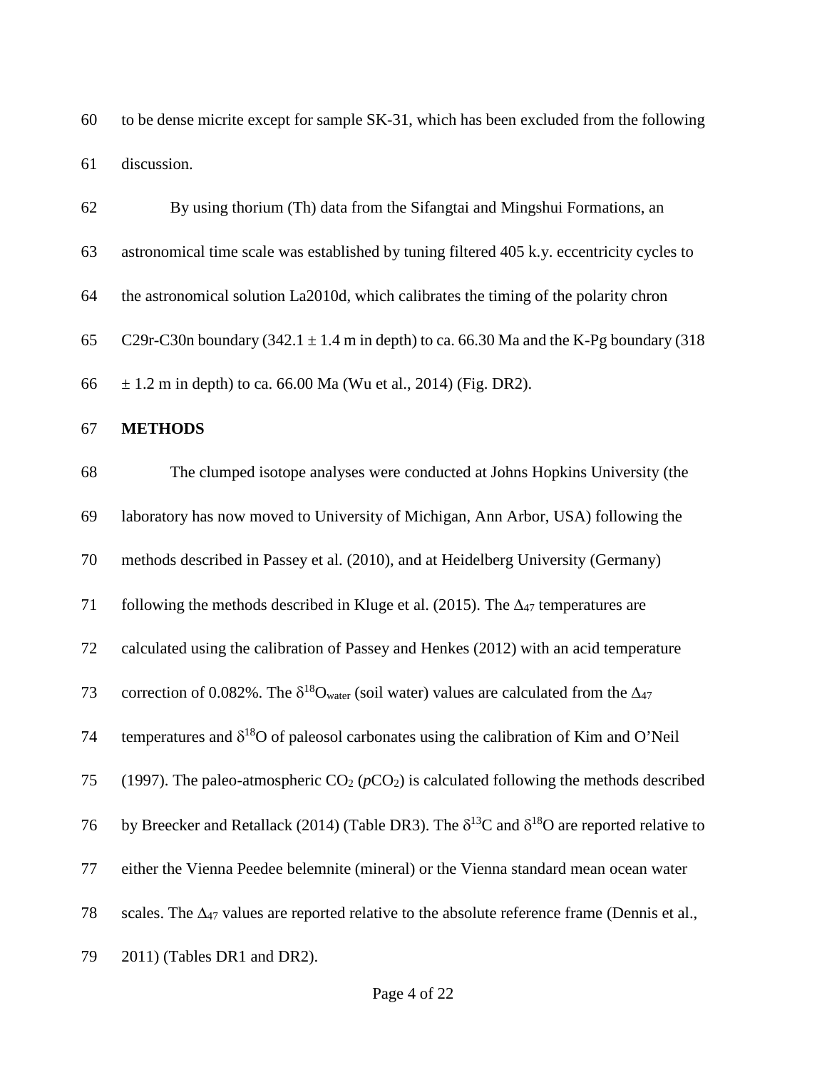to be dense micrite except for sample SK-31, which has been excluded from the following discussion.

By using thorium (Th) data from the Sifangtai and Mingshui Formations, an astronomical time scale was established by tuning filtered 405 k.y. eccentricity cycles to the astronomical solution La2010d, which calibrates the timing of the polarity chron C29r-C30n boundary (342.1 ± 1.4 m in depth) to ca. 66.30 Ma and the K-Pg boundary (318 ± 1.2 m in depth) to ca. 66.00 Ma (Wu et al., 2014) (Fig. DR2).

## METHODS

The clumped isotope analyses were conducted at Johns Hopkins University (the laboratory has now moved to University of Michigan, Ann Arbor, USA) following the methods described in Passey et al. (2010), and at Heidelberg University (Germany) following the methods described in Kluge et al. (2015). The $\Delta_{47}$ temperatures are calculated using the calibration of Passey and Henkes (2012) with an acid temperature correction of 0.082%. The $\delta^{18}O_{water}$ (soil water) values are calculated from the $\Delta_{47}$ temperatures and $\delta^{18}O$ of paleosol carbonates using the calibration of Kim and O'Neil (1997). The paleo-atmospheric $CO_2$ ($pCO_2$) is calculated following the methods described by Breecker and Retallack (2014) (Table DR3). The $\delta^{13}C$ and $\delta^{18}O$ are reported relative to either the Vienna Peedee belemnite (mineral) or the Vienna standard mean ocean water scales. The $\Delta_{47}$ values are reported relative to the absolute reference frame (Dennis et al., 2011) (Tables DR1 and DR2).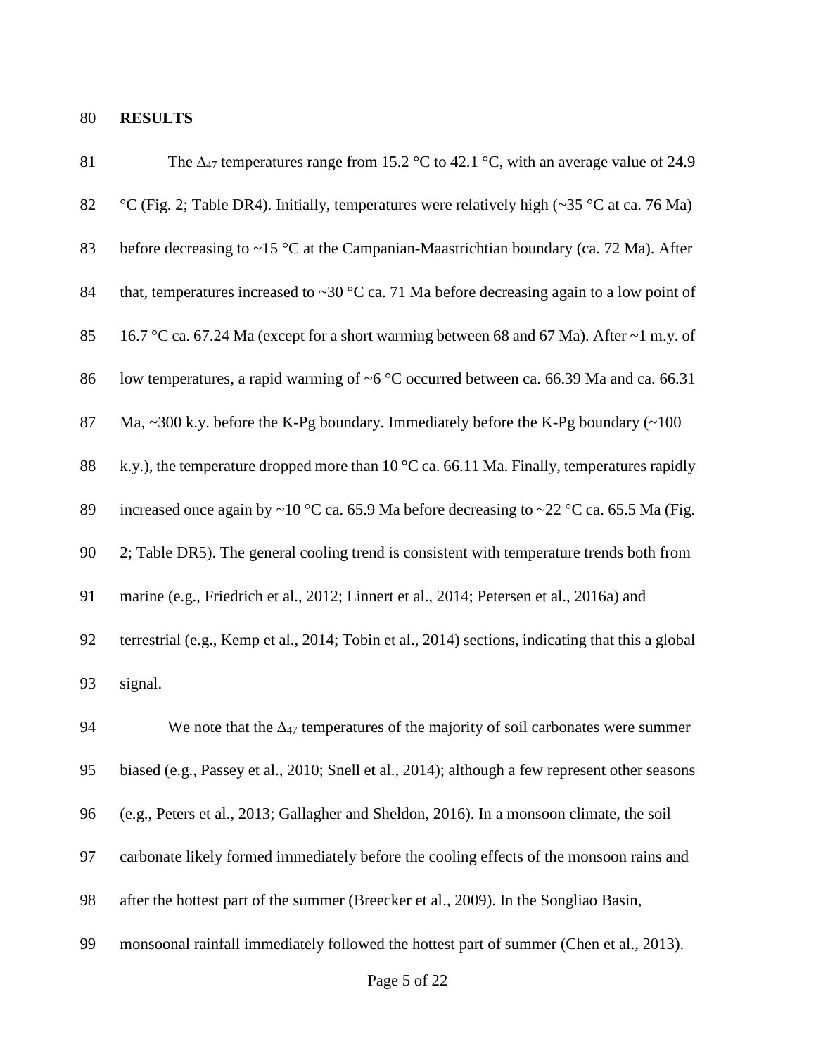## RESULTS

The $\Delta_{47}$ temperatures range from 15.2 °C to 42.1 °C, with an average value of 24.9 °C (Fig. 2; Table DR4). Initially, temperatures were relatively high (~35 °C at ca. 76 Ma) before decreasing to ~15 °C at the Campanian-Maastrichtian boundary (ca. 72 Ma). After that, temperatures increased to ~30 °C ca. 71 Ma before decreasing again to a low point of 16.7 °C ca. 67.24 Ma (except for a short warming between 68 and 67 Ma). After ~1 m.y. of low temperatures, a rapid warming of ~6 °C occurred between ca. 66.39 Ma and ca. 66.31 Ma, ~300 k.y. before the K-Pg boundary. Immediately before the K-Pg boundary (~100 k.y.), the temperature dropped more than 10 °C ca. 66.11 Ma. Finally, temperatures rapidly increased once again by ~10 °C ca. 65.9 Ma before decreasing to ~22 °C ca. 65.5 Ma (Fig. 2; Table DR5). The general cooling trend is consistent with temperature trends both from marine (e.g., Friedrich et al., 2012; Linnert et al., 2014; Petersen et al., 2016a) and terrestrial (e.g., Kemp et al., 2014; Tobin et al., 2014) sections, indicating that this a global signal.

We note that the $\Delta_{47}$ temperatures of the majority of soil carbonates were summer biased (e.g., Passey et al., 2010; Snell et al., 2014); although a few represent other seasons (e.g., Peters et al., 2013; Gallagher and Sheldon, 2016). In a monsoon climate, the soil carbonate likely formed immediately before the cooling effects of the monsoon rains and after the hottest part of the summer (Breecker et al., 2009). In the Songliao Basin, monsoonal rainfall immediately followed the hottest part of summer (Chen et al., 2013).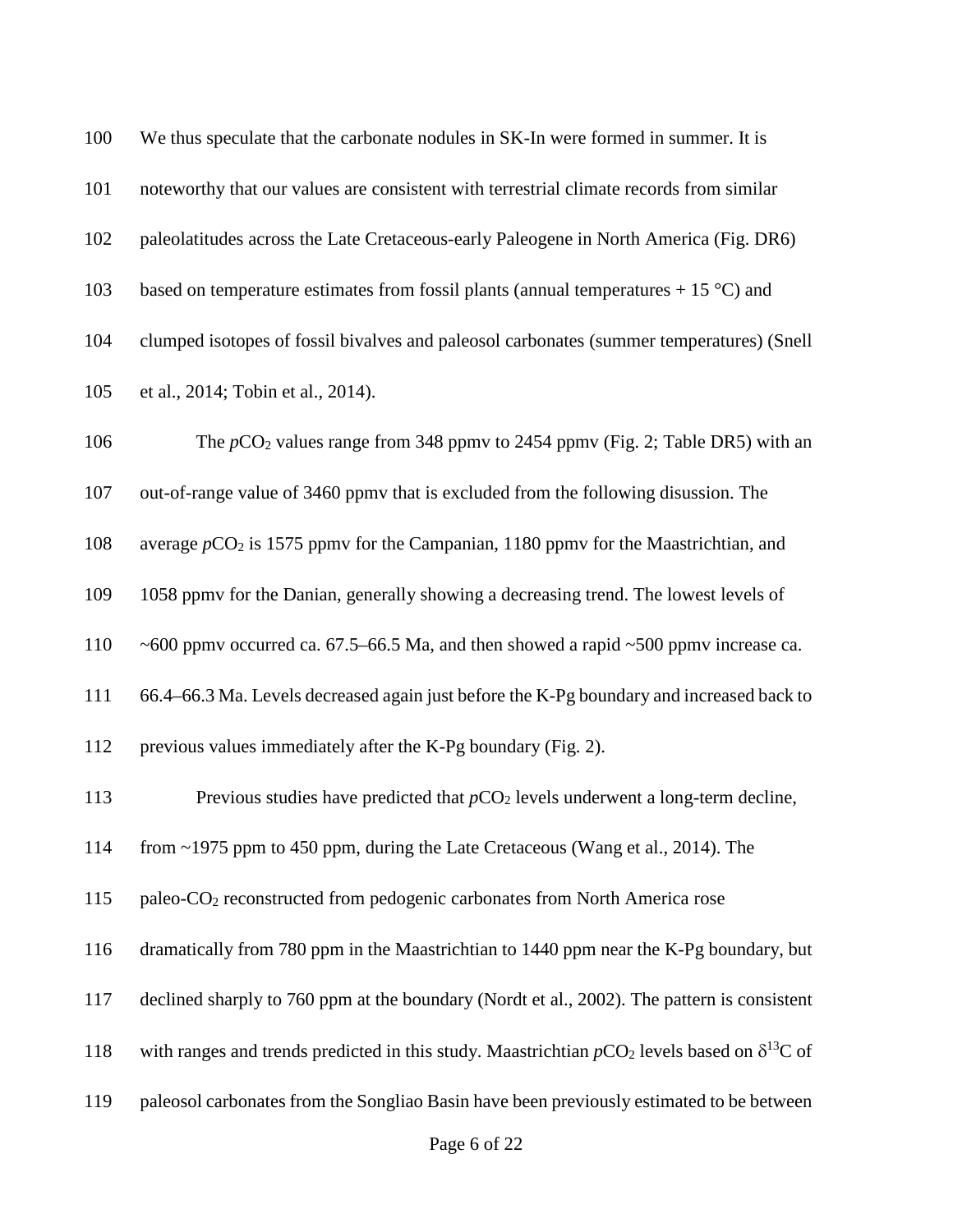We thus speculate that the carbonate nodules in SK-In were formed in summer. It is noteworthy that our values are consistent with terrestrial climate records from similar paleolatitudes across the Late Cretaceous-early Paleogene in North America (Fig. DR6) based on temperature estimates from fossil plants (annual temperatures + 15 °C) and clumped isotopes of fossil bivalves and paleosol carbonates (summer temperatures) (Snell et al., 2014; Tobin et al., 2014).

The $pCO_2$ values range from 348 ppmv to 2454 ppmv (Fig. 2; Table DR5) with an out-of-range value of 3460 ppmv that is excluded from the following disussion. The average $pCO_2$ is 1575 ppmv for the Campanian, 1180 ppmv for the Maastrichtian, and 1058 ppmv for the Danian, generally showing a decreasing trend. The lowest levels of ~600 ppmv occurred ca. 67.5–66.5 Ma, and then showed a rapid ~500 ppmv increase ca. 66.4–66.3 Ma. Levels decreased again just before the K-Pg boundary and increased back to previous values immediately after the K-Pg boundary (Fig. 2).

Previous studies have predicted that $pCO_2$ levels underwent a long-term decline, from ~1975 ppm to 450 ppm, during the Late Cretaceous (Wang et al., 2014). The paleo-$CO_2$ reconstructed from pedogenic carbonates from North America rose dramatically from 780 ppm in the Maastrichtian to 1440 ppm near the K-Pg boundary, but declined sharply to 760 ppm at the boundary (Nordt et al., 2002). The pattern is consistent with ranges and trends predicted in this study. Maastrichtian $pCO_2$ levels based on $\delta^{13}C$ of paleosol carbonates from the Songliao Basin have been previously estimated to be between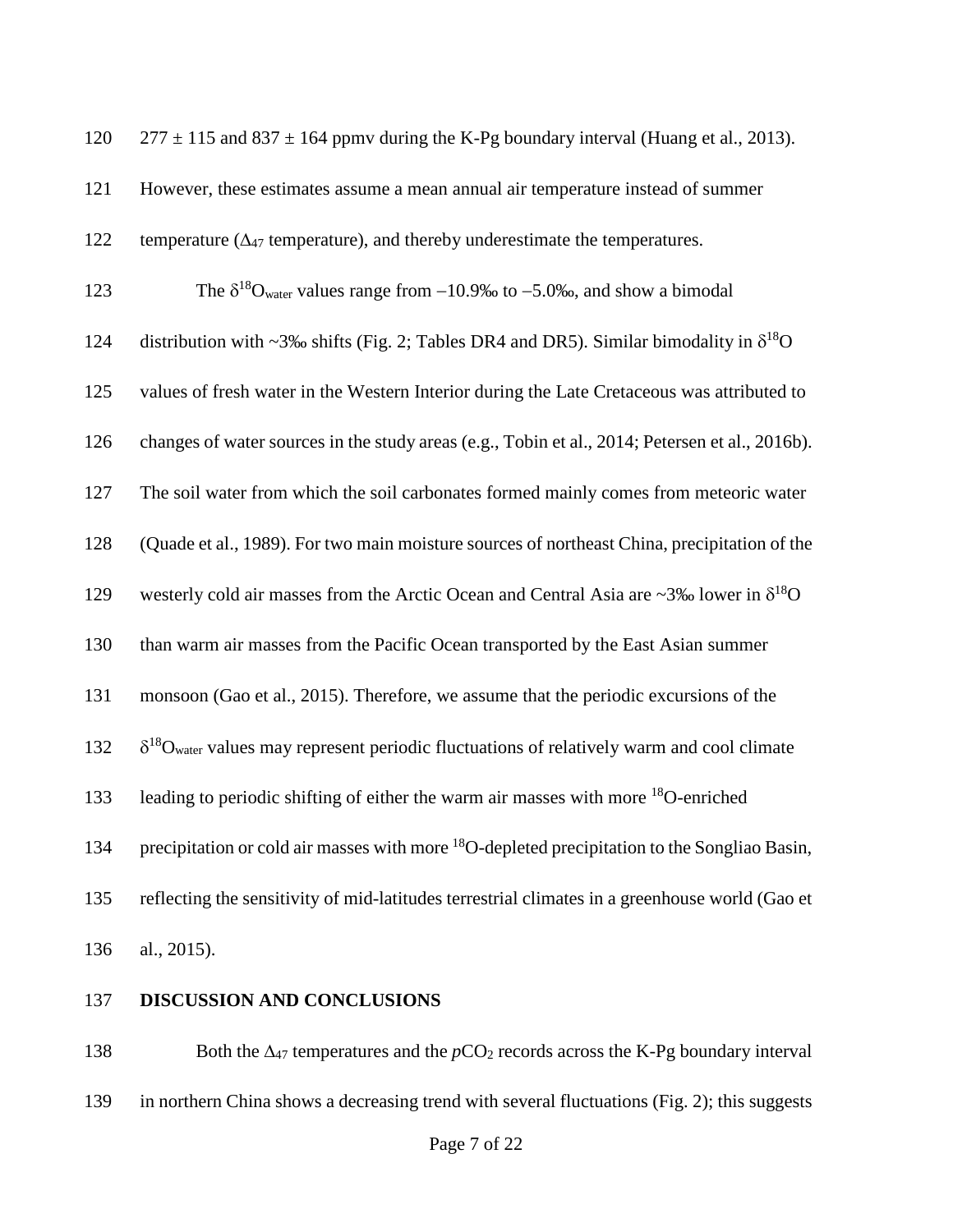$277 \pm 115$ and $837 \pm 164$ ppmv during the K-Pg boundary interval (Huang et al., 2013). However, these estimates assume a mean annual air temperature instead of summer temperature ($\Delta_{47}$ temperature), and thereby underestimate the temperatures.

The $\delta^{18}O_{water}$ values range from $-10.9‰$ to $-5.0‰$, and show a bimodal distribution with ~3‰ shifts (Fig. 2; Tables DR4 and DR5). Similar bimodality in $\delta^{18}O$ values of fresh water in the Western Interior during the Late Cretaceous was attributed to changes of water sources in the study areas (e.g., Tobin et al., 2014; Petersen et al., 2016b). The soil water from which the soil carbonates formed mainly comes from meteoric water (Quade et al., 1989). For two main moisture sources of northeast China, precipitation of the westerly cold air masses from the Arctic Ocean and Central Asia are ~3‰ lower in $\delta^{18}O$ than warm air masses from the Pacific Ocean transported by the East Asian summer monsoon (Gao et al., 2015). Therefore, we assume that the periodic excursions of the $\delta^{18}O_{water}$ values may represent periodic fluctuations of relatively warm and cool climate leading to periodic shifting of either the warm air masses with more $^{18}O$-enriched precipitation or cold air masses with more $^{18}O$-depleted precipitation to the Songliao Basin, reflecting the sensitivity of mid-latitudes terrestrial climates in a greenhouse world (Gao et al., 2015).

## DISCUSSION AND CONCLUSIONS

Both the $\Delta_{47}$ temperatures and the $pCO_2$ records across the K-Pg boundary interval in northern China shows a decreasing trend with several fluctuations (Fig. 2); this suggests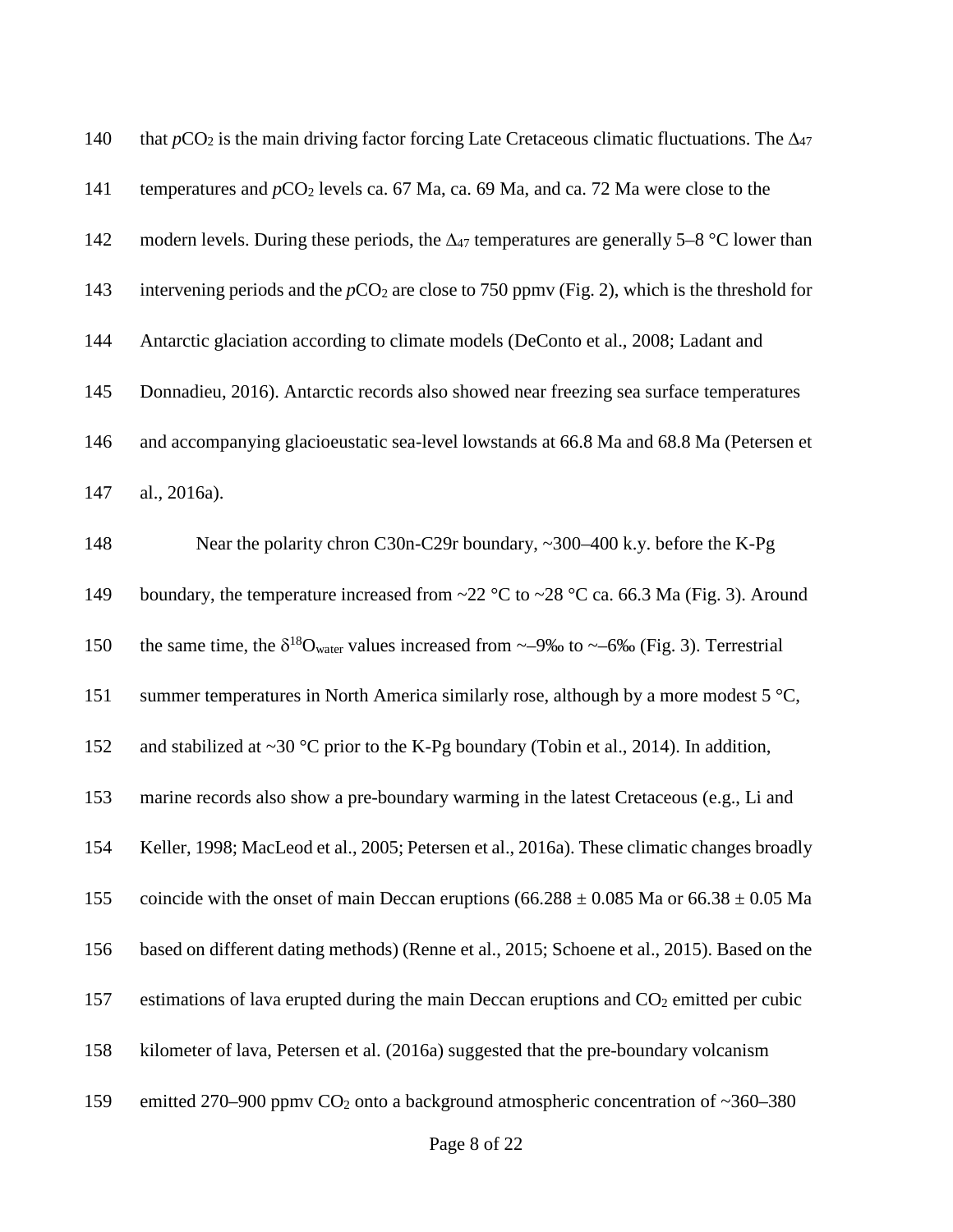that $pCO_2$ is the main driving factor forcing Late Cretaceous climatic fluctuations. The $\Delta_{47}$ temperatures and $pCO_2$ levels ca. 67 Ma, ca. 69 Ma, and ca. 72 Ma were close to the modern levels. During these periods, the $\Delta_{47}$ temperatures are generally 5–8 °C lower than intervening periods and the $pCO_2$ are close to 750 ppmv (Fig. 2), which is the threshold for Antarctic glaciation according to climate models (DeConto et al., 2008; Ladant and Donnadieu, 2016). Antarctic records also showed near freezing sea surface temperatures and accompanying glacioeustatic sea-level lowstands at 66.8 Ma and 68.8 Ma (Petersen et al., 2016a).

Near the polarity chron C30n-C29r boundary, ~300–400 k.y. before the K-Pg boundary, the temperature increased from ~22 °C to ~28 °C ca. 66.3 Ma (Fig. 3). Around the same time, the $\delta^{18}O_{water}$ values increased from ~–9‰ to ~–6‰ (Fig. 3). Terrestrial summer temperatures in North America similarly rose, although by a more modest 5 °C, and stabilized at ~30 °C prior to the K-Pg boundary (Tobin et al., 2014). In addition, marine records also show a pre-boundary warming in the latest Cretaceous (e.g., Li and Keller, 1998; MacLeod et al., 2005; Petersen et al., 2016a). These climatic changes broadly coincide with the onset of main Deccan eruptions (66.288 ± 0.085 Ma or 66.38 ± 0.05 Ma based on different dating methods) (Renne et al., 2015; Schoene et al., 2015). Based on the estimations of lava erupted during the main Deccan eruptions and $CO_2$ emitted per cubic kilometer of lava, Petersen et al. (2016a) suggested that the pre-boundary volcanism emitted 270–900 ppmv $CO_2$ onto a background atmospheric concentration of ~360–380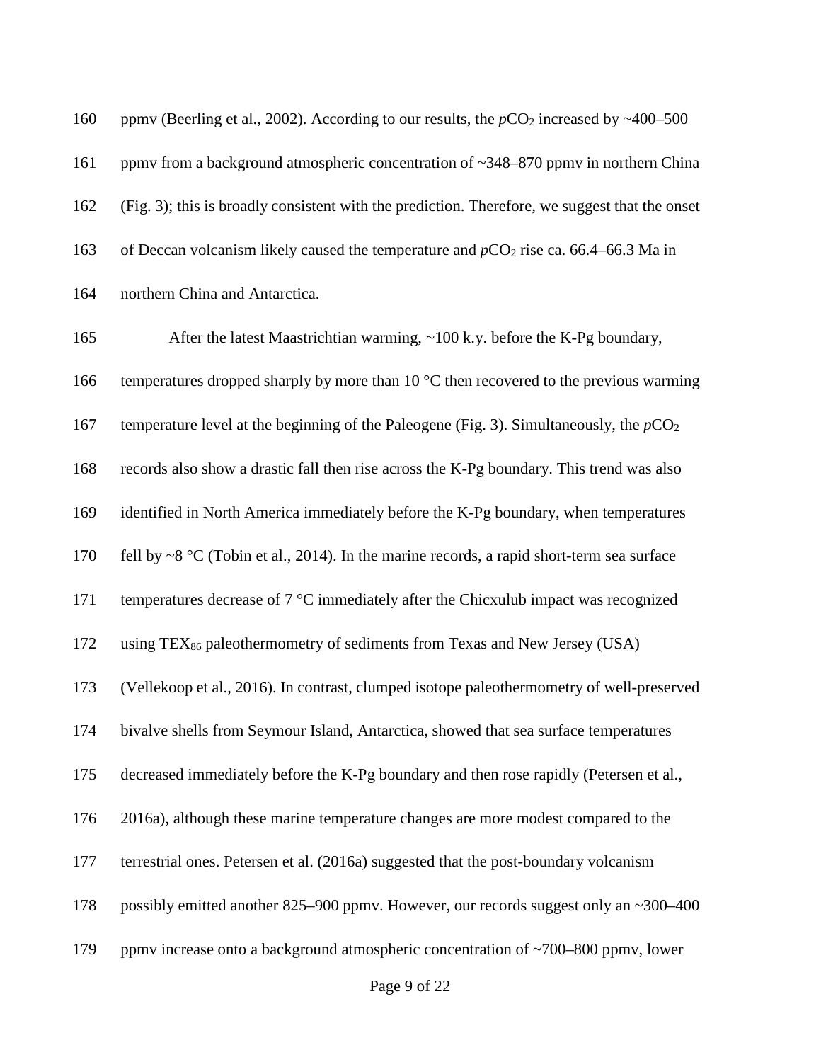ppmv (Beerling et al., 2002). According to our results, the $pCO_2$ increased by ~400–500 ppmv from a background atmospheric concentration of ~348–870 ppmv in northern China (Fig. 3); this is broadly consistent with the prediction. Therefore, we suggest that the onset of Deccan volcanism likely caused the temperature and $pCO_2$ rise ca. 66.4–66.3 Ma in northern China and Antarctica.

After the latest Maastrichtian warming, ~100 k.y. before the K-Pg boundary, temperatures dropped sharply by more than 10 °C then recovered to the previous warming temperature level at the beginning of the Paleogene (Fig. 3). Simultaneously, the $pCO_2$ records also show a drastic fall then rise across the K-Pg boundary. This trend was also identified in North America immediately before the K-Pg boundary, when temperatures fell by ~8 °C (Tobin et al., 2014). In the marine records, a rapid short-term sea surface temperatures decrease of 7 °C immediately after the Chicxulub impact was recognized using $TEX_{86}$ paleothermometry of sediments from Texas and New Jersey (USA) (Vellekoop et al., 2016). In contrast, clumped isotope paleothermometry of well-preserved bivalve shells from Seymour Island, Antarctica, showed that sea surface temperatures decreased immediately before the K-Pg boundary and then rose rapidly (Petersen et al., 2016a), although these marine temperature changes are more modest compared to the terrestrial ones. Petersen et al. (2016a) suggested that the post-boundary volcanism possibly emitted another 825–900 ppmv. However, our records suggest only an ~300–400 ppmv increase onto a background atmospheric concentration of ~700–800 ppmv, lower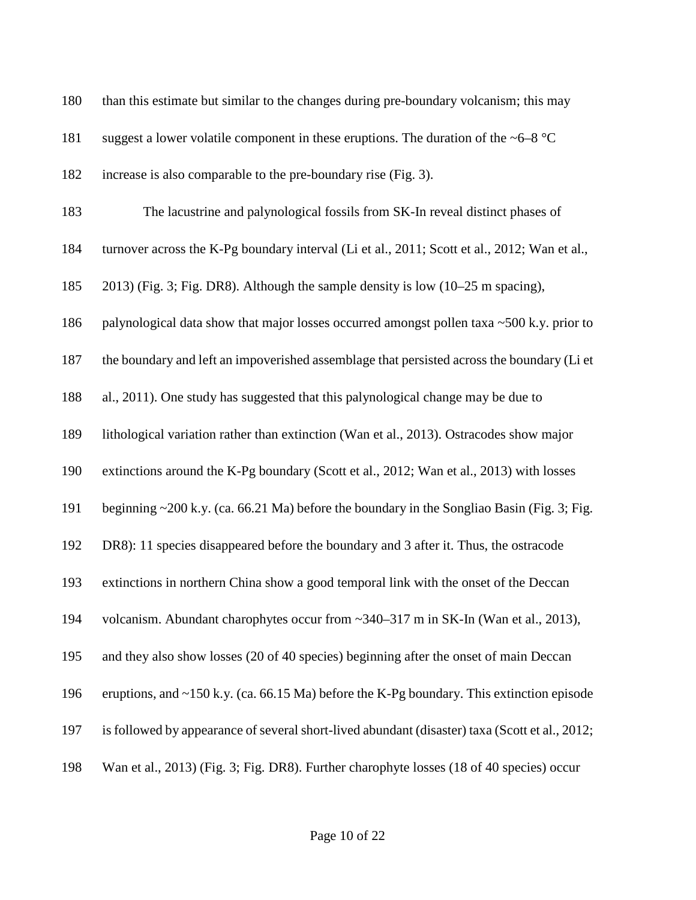than this estimate but similar to the changes during pre-boundary volcanism; this may suggest a lower volatile component in these eruptions. The duration of the ~6–8 °C increase is also comparable to the pre-boundary rise (Fig. 3).

The lacustrine and palynological fossils from SK-In reveal distinct phases of turnover across the K-Pg boundary interval (Li et al., 2011; Scott et al., 2012; Wan et al., 2013) (Fig. 3; Fig. DR8). Although the sample density is low (10–25 m spacing), palynological data show that major losses occurred amongst pollen taxa ~500 k.y. prior to the boundary and left an impoverished assemblage that persisted across the boundary (Li et al., 2011). One study has suggested that this palynological change may be due to lithological variation rather than extinction (Wan et al., 2013). Ostracodes show major extinctions around the K-Pg boundary (Scott et al., 2012; Wan et al., 2013) with losses beginning ~200 k.y. (ca. 66.21 Ma) before the boundary in the Songliao Basin (Fig. 3; Fig. DR8): 11 species disappeared before the boundary and 3 after it. Thus, the ostracode extinctions in northern China show a good temporal link with the onset of the Deccan volcanism. Abundant charophytes occur from ~340–317 m in SK-In (Wan et al., 2013), and they also show losses (20 of 40 species) beginning after the onset of main Deccan eruptions, and ~150 k.y. (ca. 66.15 Ma) before the K-Pg boundary. This extinction episode is followed by appearance of several short-lived abundant (disaster) taxa (Scott et al., 2012; Wan et al., 2013) (Fig. 3; Fig. DR8). Further charophyte losses (18 of 40 species) occur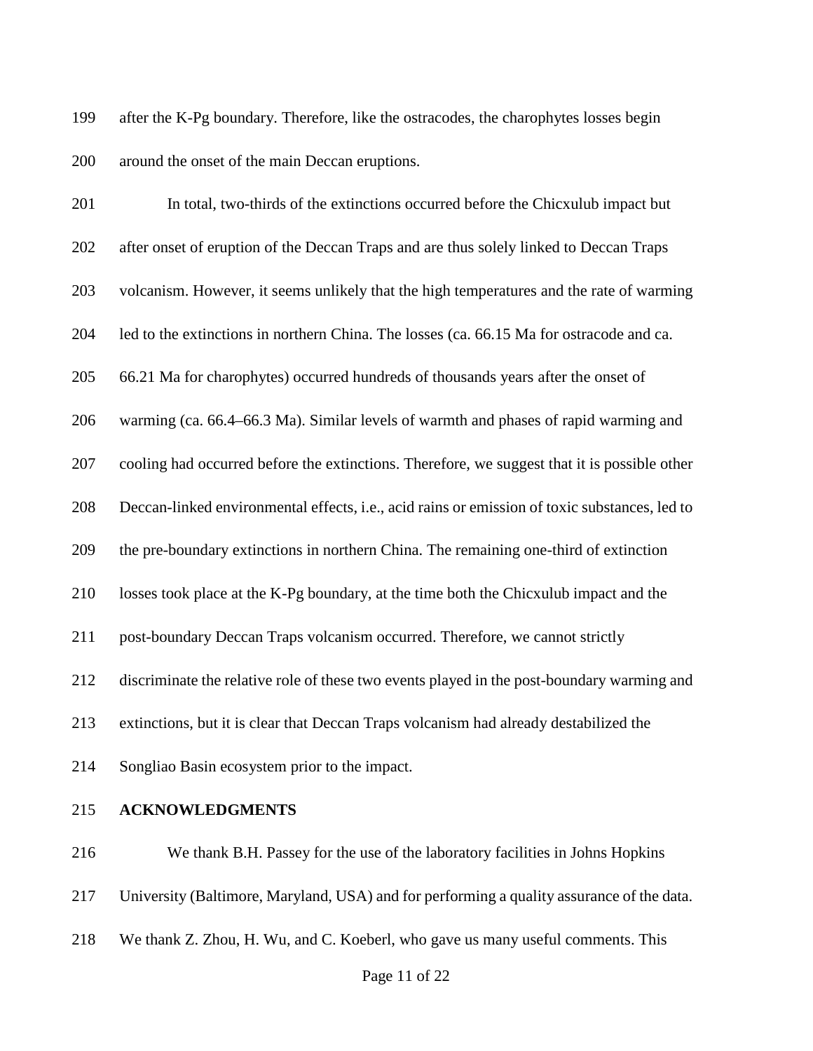after the K-Pg boundary. Therefore, like the ostracodes, the charophytes losses begin around the onset of the main Deccan eruptions.

In total, two-thirds of the extinctions occurred before the Chicxulub impact but after onset of eruption of the Deccan Traps and are thus solely linked to Deccan Traps volcanism. However, it seems unlikely that the high temperatures and the rate of warming led to the extinctions in northern China. The losses (ca. 66.15 Ma for ostracode and ca. 66.21 Ma for charophytes) occurred hundreds of thousands years after the onset of warming (ca. 66.4–66.3 Ma). Similar levels of warmth and phases of rapid warming and cooling had occurred before the extinctions. Therefore, we suggest that it is possible other Deccan-linked environmental effects, i.e., acid rains or emission of toxic substances, led to the pre-boundary extinctions in northern China. The remaining one-third of extinction losses took place at the K-Pg boundary, at the time both the Chicxulub impact and the post-boundary Deccan Traps volcanism occurred. Therefore, we cannot strictly discriminate the relative role of these two events played in the post-boundary warming and extinctions, but it is clear that Deccan Traps volcanism had already destabilized the Songliao Basin ecosystem prior to the impact.

## ACKNOWLEDGMENTS

We thank B.H. Passey for the use of the laboratory facilities in Johns Hopkins University (Baltimore, Maryland, USA) and for performing a quality assurance of the data. We thank Z. Zhou, H. Wu, and C. Koeberl, who gave us many useful comments. This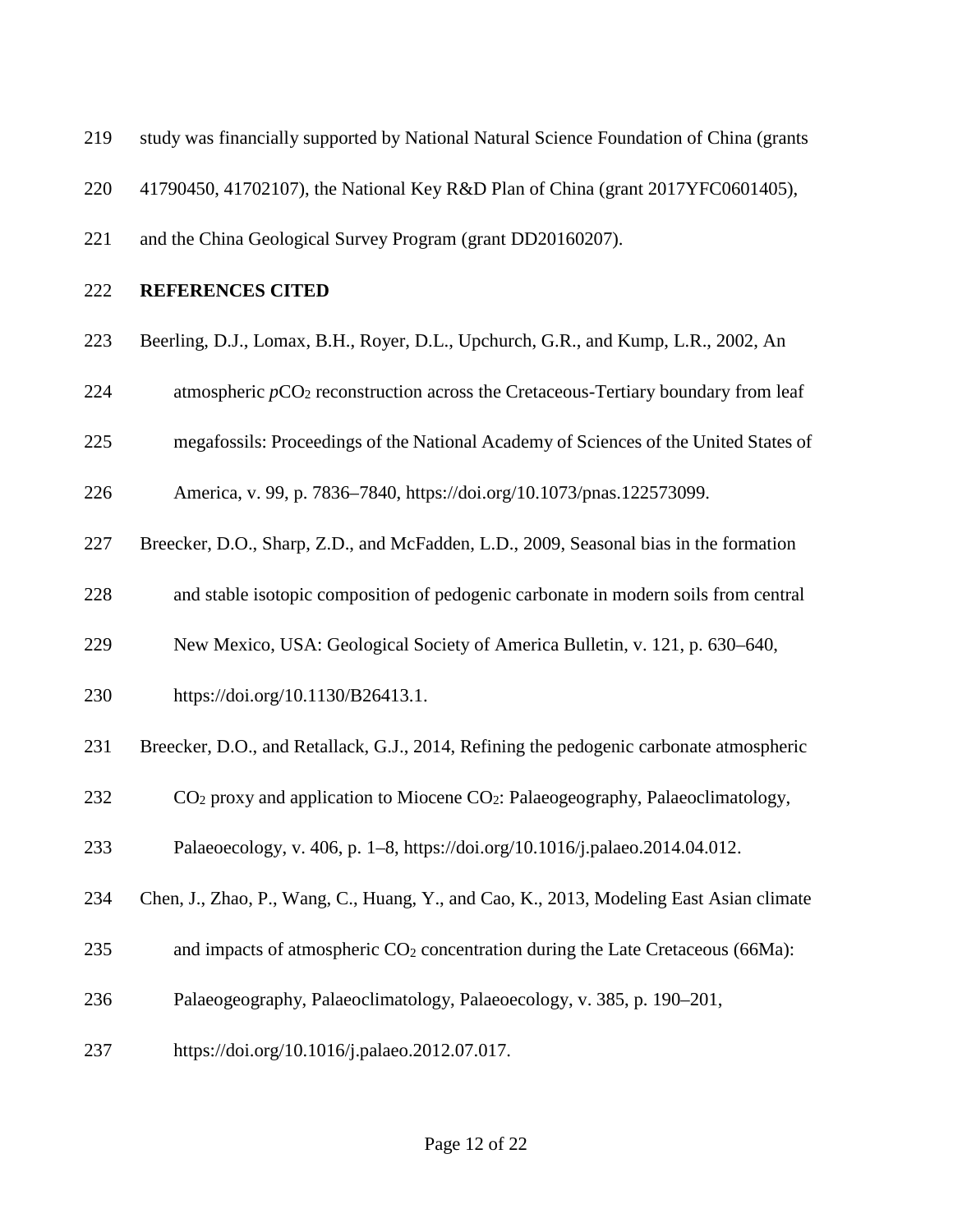study was financially supported by National Natural Science Foundation of China (grants 41790450, 41702107), the National Key R&D Plan of China (grant 2017YFC0601405), and the China Geological Survey Program (grant DD20160207).

## REFERENCES CITED

Beerling, D.J., Lomax, B.H., Royer, D.L., Upchurch, G.R., and Kump, L.R., 2002, An atmospheric *p*$CO_2$ reconstruction across the Cretaceous-Tertiary boundary from leaf megafossils: Proceedings of the National Academy of Sciences of the United States of America, v. 99, p. 7836–7840, https://doi.org/10.1073/pnas.122573099.

Breecker, D.O., Sharp, Z.D., and McFadden, L.D., 2009, Seasonal bias in the formation and stable isotopic composition of pedogenic carbonate in modern soils from central New Mexico, USA: Geological Society of America Bulletin, v. 121, p. 630–640, https://doi.org/10.1130/B26413.1.

Breecker, D.O., and Retallack, G.J., 2014, Refining the pedogenic carbonate atmospheric $CO_2$ proxy and application to Miocene $CO_2$: Palaeogeography, Palaeoclimatology, Palaeoecology, v. 406, p. 1–8, https://doi.org/10.1016/j.palaeo.2014.04.012.

Chen, J., Zhao, P., Wang, C., Huang, Y., and Cao, K., 2013, Modeling East Asian climate and impacts of atmospheric $CO_2$ concentration during the Late Cretaceous (66Ma): Palaeogeography, Palaeoclimatology, Palaeoecology, v. 385, p. 190–201, https://doi.org/10.1016/j.palaeo.2012.07.017.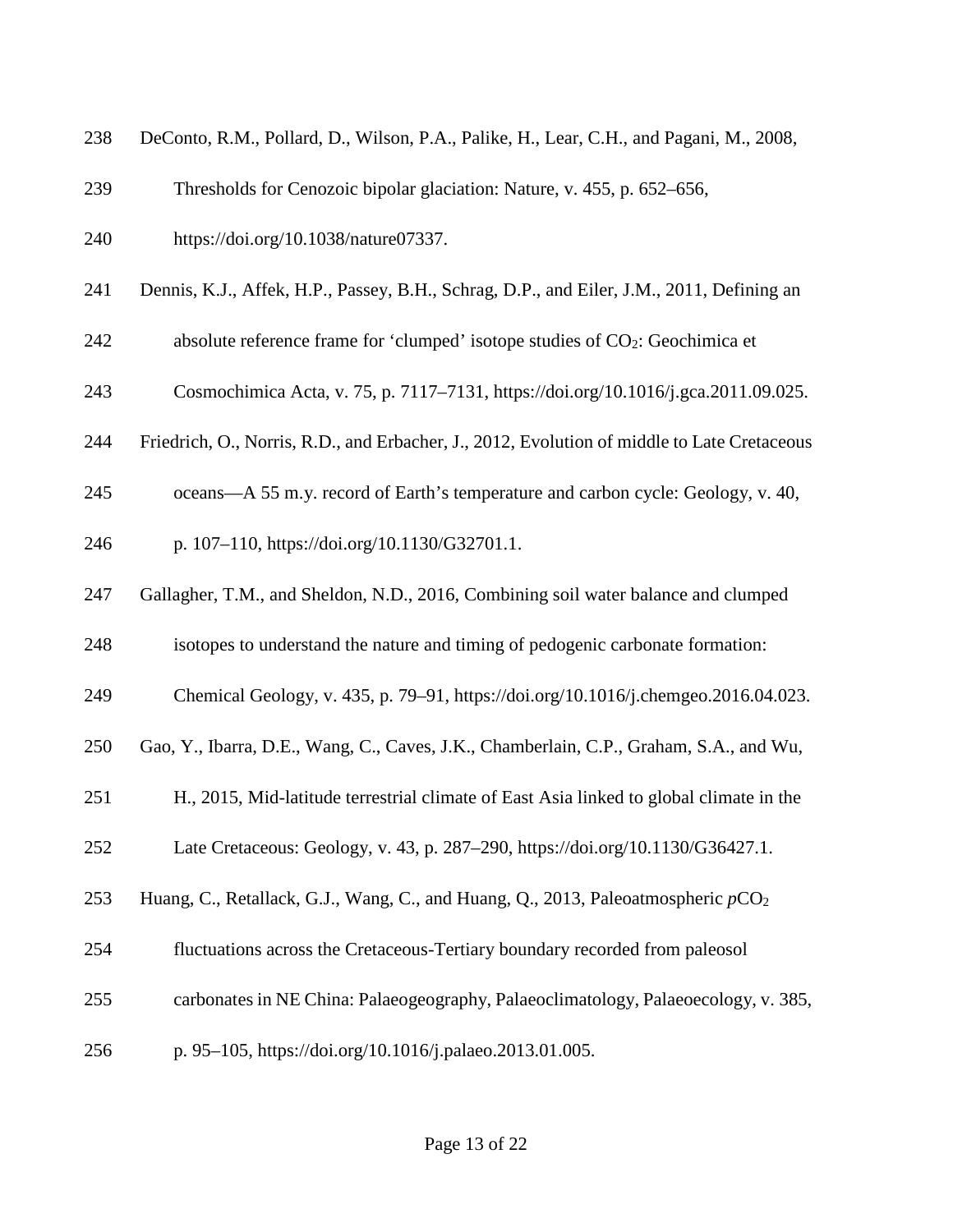DeConto, R.M., Pollard, D., Wilson, P.A., Palike, H., Lear, C.H., and Pagani, M., 2008, Thresholds for Cenozoic bipolar glaciation: Nature, v. 455, p. 652–656, https://doi.org/10.1038/nature07337.

Dennis, K.J., Affek, H.P., Passey, B.H., Schrag, D.P., and Eiler, J.M., 2011, Defining an absolute reference frame for 'clumped' isotope studies of $CO_2$: Geochimica et Cosmochimica Acta, v. 75, p. 7117–7131, https://doi.org/10.1016/j.gca.2011.09.025.

Friedrich, O., Norris, R.D., and Erbacher, J., 2012, Evolution of middle to Late Cretaceous oceans—A 55 m.y. record of Earth's temperature and carbon cycle: Geology, v. 40, p. 107–110, https://doi.org/10.1130/G32701.1.

Gallagher, T.M., and Sheldon, N.D., 2016, Combining soil water balance and clumped isotopes to understand the nature and timing of pedogenic carbonate formation: Chemical Geology, v. 435, p. 79–91, https://doi.org/10.1016/j.chemgeo.2016.04.023.

Gao, Y., Ibarra, D.E., Wang, C., Caves, J.K., Chamberlain, C.P., Graham, S.A., and Wu, H., 2015, Mid-latitude terrestrial climate of East Asia linked to global climate in the Late Cretaceous: Geology, v. 43, p. 287–290, https://doi.org/10.1130/G36427.1.

Huang, C., Retallack, G.J., Wang, C., and Huang, Q., 2013, Paleoatmospheric $pCO_2$ fluctuations across the Cretaceous-Tertiary boundary recorded from paleosol carbonates in NE China: Palaeogeography, Palaeoclimatology, Palaeoecology, v. 385, p. 95–105, https://doi.org/10.1016/j.palaeo.2013.01.005.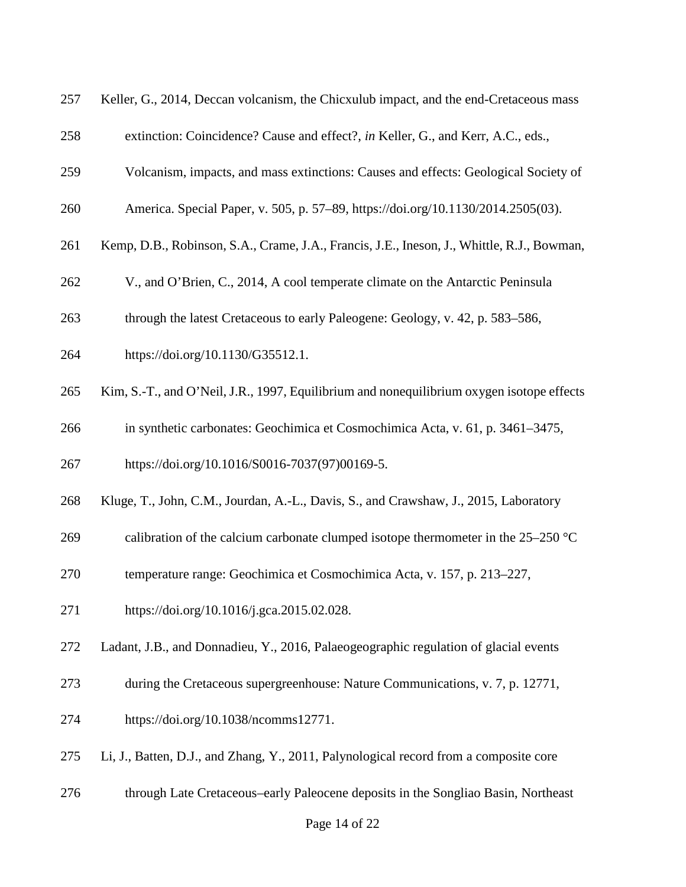Keller, G., 2014, Deccan volcanism, the Chicxulub impact, and the end-Cretaceous mass extinction: Coincidence? Cause and effect?, *in* Keller, G., and Kerr, A.C., eds., Volcanism, impacts, and mass extinctions: Causes and effects: Geological Society of America. Special Paper, v. 505, p. 57–89, https://doi.org/10.1130/2014.2505(03).

Kemp, D.B., Robinson, S.A., Crame, J.A., Francis, J.E., Ineson, J., Whittle, R.J., Bowman, V., and O'Brien, C., 2014, A cool temperate climate on the Antarctic Peninsula through the latest Cretaceous to early Paleogene: Geology, v. 42, p. 583–586, https://doi.org/10.1130/G35512.1.

Kim, S.-T., and O'Neil, J.R., 1997, Equilibrium and nonequilibrium oxygen isotope effects in synthetic carbonates: Geochimica et Cosmochimica Acta, v. 61, p. 3461–3475, https://doi.org/10.1016/S0016-7037(97)00169-5.

Kluge, T., John, C.M., Jourdan, A.-L., Davis, S., and Crawshaw, J., 2015, Laboratory calibration of the calcium carbonate clumped isotope thermometer in the 25–250 °C temperature range: Geochimica et Cosmochimica Acta, v. 157, p. 213–227, https://doi.org/10.1016/j.gca.2015.02.028.

Ladant, J.B., and Donnadieu, Y., 2016, Palaeogeographic regulation of glacial events during the Cretaceous supergreenhouse: Nature Communications, v. 7, p. 12771, https://doi.org/10.1038/ncomms12771.

Li, J., Batten, D.J., and Zhang, Y., 2011, Palynological record from a composite core through Late Cretaceous–early Paleocene deposits in the Songliao Basin, Northeast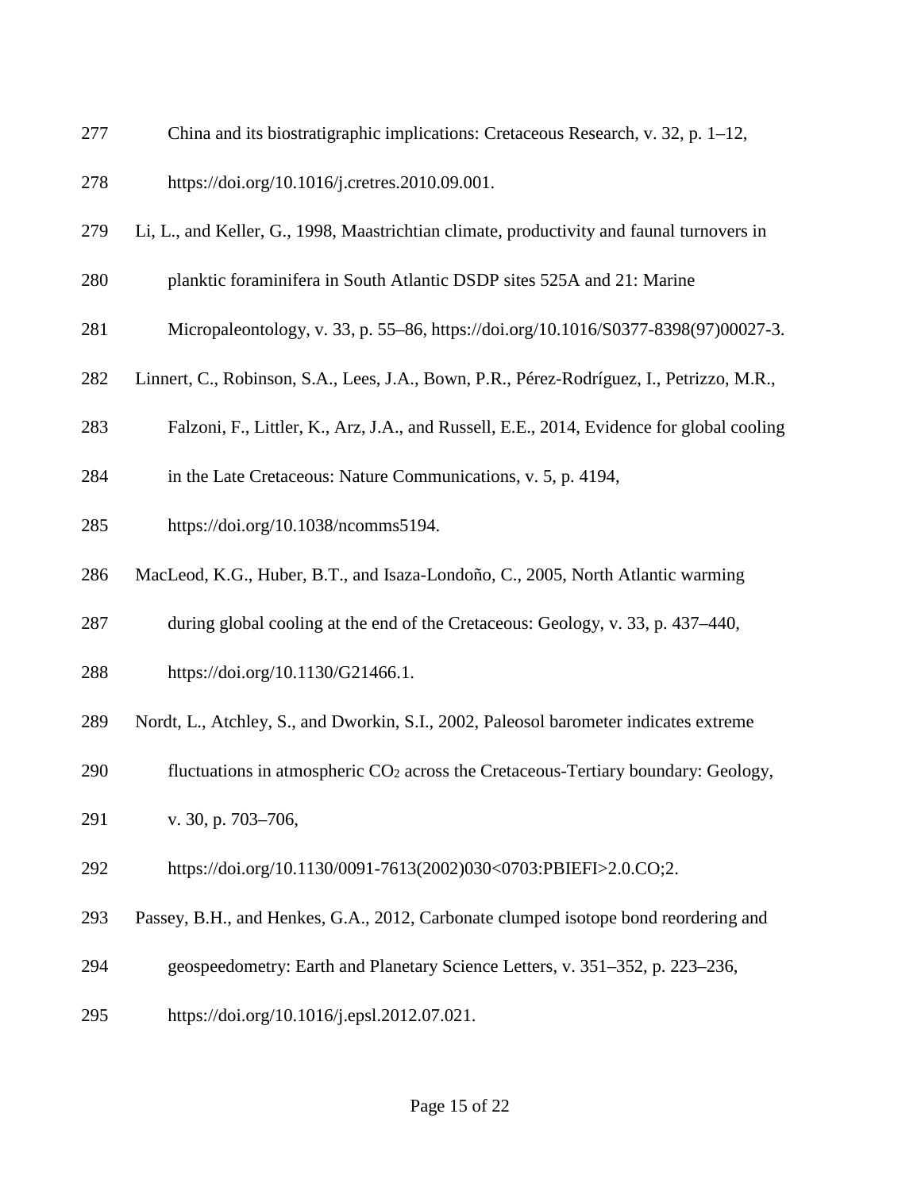China and its biostratigraphic implications: Cretaceous Research, v. 32, p. 1–12, https://doi.org/10.1016/j.cretres.2010.09.001.

Li, L., and Keller, G., 1998, Maastrichtian climate, productivity and faunal turnovers in planktic foraminifera in South Atlantic DSDP sites 525A and 21: Marine Micropaleontology, v. 33, p. 55–86, https://doi.org/10.1016/S0377-8398(97)00027-3.

Linnert, C., Robinson, S.A., Lees, J.A., Bown, P.R., Pérez-Rodríguez, I., Petrizzo, M.R., Falzoni, F., Littler, K., Arz, J.A., and Russell, E.E., 2014, Evidence for global cooling in the Late Cretaceous: Nature Communications, v. 5, p. 4194, https://doi.org/10.1038/ncomms5194.

MacLeod, K.G., Huber, B.T., and Isaza-Londoño, C., 2005, North Atlantic warming during global cooling at the end of the Cretaceous: Geology, v. 33, p. 437–440, https://doi.org/10.1130/G21466.1.

Nordt, L., Atchley, S., and Dworkin, S.I., 2002, Paleosol barometer indicates extreme fluctuations in atmospheric $CO_2$ across the Cretaceous-Tertiary boundary: Geology, v. 30, p. 703–706, https://doi.org/10.1130/0091-7613(2002)030<0703:PBIEFI>2.0.CO;2.

Passey, B.H., and Henkes, G.A., 2012, Carbonate clumped isotope bond reordering and geospeedometry: Earth and Planetary Science Letters, v. 351–352, p. 223–236, https://doi.org/10.1016/j.epsl.2012.07.021.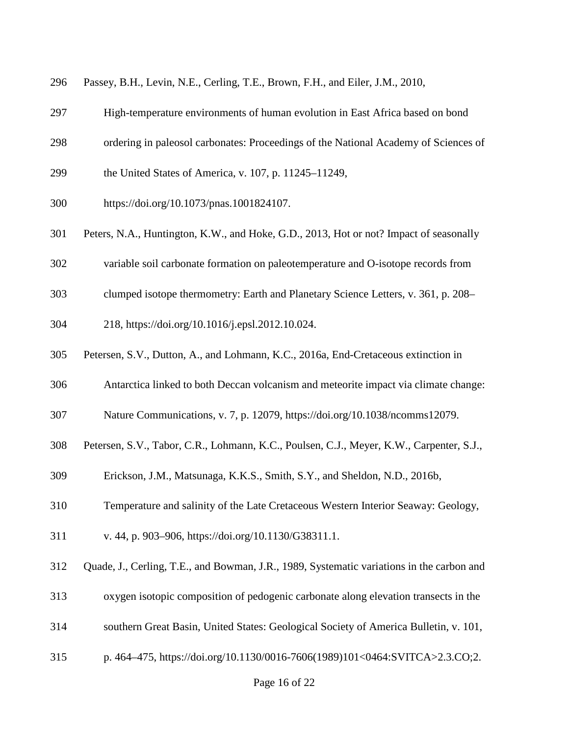Passey, B.H., Levin, N.E., Cerling, T.E., Brown, F.H., and Eiler, J.M., 2010, High-temperature environments of human evolution in East Africa based on bond ordering in paleosol carbonates: Proceedings of the National Academy of Sciences of the United States of America, v. 107, p. 11245–11249, https://doi.org/10.1073/pnas.1001824107.

Peters, N.A., Huntington, K.W., and Hoke, G.D., 2013, Hot or not? Impact of seasonally variable soil carbonate formation on paleotemperature and O-isotope records from clumped isotope thermometry: Earth and Planetary Science Letters, v. 361, p. 208–218, https://doi.org/10.1016/j.epsl.2012.10.024.

Petersen, S.V., Dutton, A., and Lohmann, K.C., 2016a, End-Cretaceous extinction in Antarctica linked to both Deccan volcanism and meteorite impact via climate change: Nature Communications, v. 7, p. 12079, https://doi.org/10.1038/ncomms12079.

Petersen, S.V., Tabor, C.R., Lohmann, K.C., Poulsen, C.J., Meyer, K.W., Carpenter, S.J., Erickson, J.M., Matsunaga, K.K.S., Smith, S.Y., and Sheldon, N.D., 2016b, Temperature and salinity of the Late Cretaceous Western Interior Seaway: Geology, v. 44, p. 903–906, https://doi.org/10.1130/G38311.1.

Quade, J., Cerling, T.E., and Bowman, J.R., 1989, Systematic variations in the carbon and oxygen isotopic composition of pedogenic carbonate along elevation transects in the southern Great Basin, United States: Geological Society of America Bulletin, v. 101, p. 464–475, https://doi.org/10.1130/0016-7606(1989)101<0464:SVITCA>2.3.CO;2.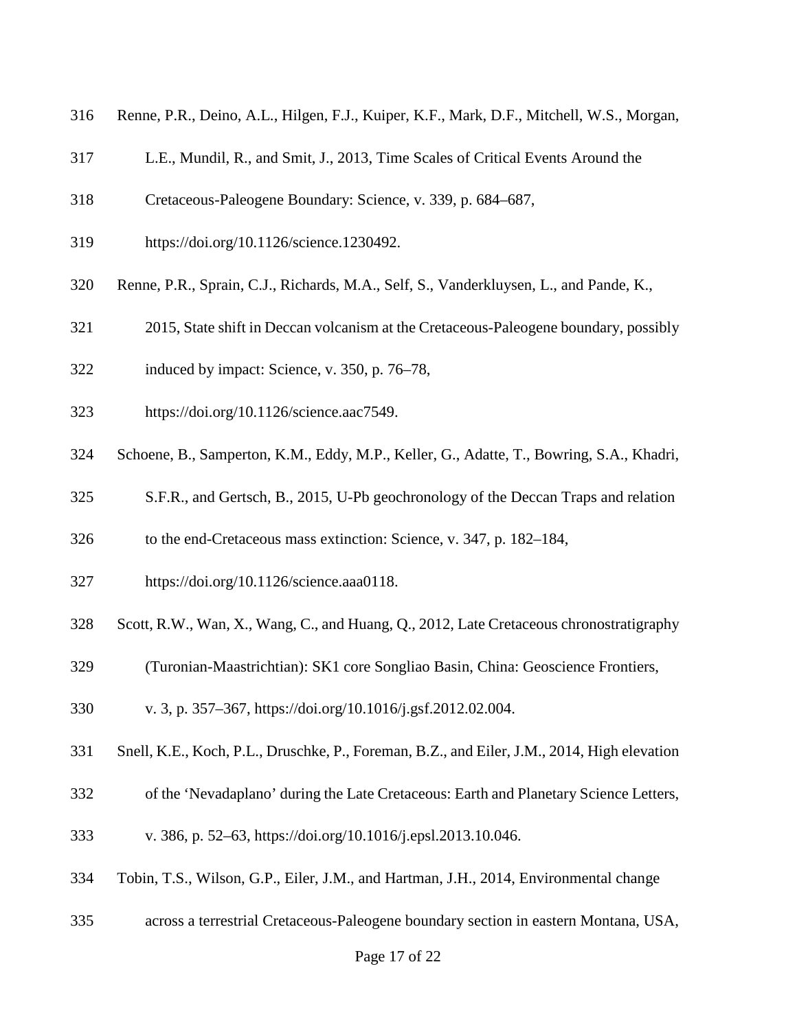Renne, P.R., Deino, A.L., Hilgen, F.J., Kuiper, K.F., Mark, D.F., Mitchell, W.S., Morgan, L.E., Mundil, R., and Smit, J., 2013, Time Scales of Critical Events Around the Cretaceous-Paleogene Boundary: Science, v. 339, p. 684–687, https://doi.org/10.1126/science.1230492.

Renne, P.R., Sprain, C.J., Richards, M.A., Self, S., Vanderkluysen, L., and Pande, K., 2015, State shift in Deccan volcanism at the Cretaceous-Paleogene boundary, possibly induced by impact: Science, v. 350, p. 76–78, https://doi.org/10.1126/science.aac7549.

Schoene, B., Samperton, K.M., Eddy, M.P., Keller, G., Adatte, T., Bowring, S.A., Khadri, S.F.R., and Gertsch, B., 2015, U-Pb geochronology of the Deccan Traps and relation to the end-Cretaceous mass extinction: Science, v. 347, p. 182–184, https://doi.org/10.1126/science.aaa0118.

Scott, R.W., Wan, X., Wang, C., and Huang, Q., 2012, Late Cretaceous chronostratigraphy (Turonian-Maastrichtian): SK1 core Songliao Basin, China: Geoscience Frontiers, v. 3, p. 357–367, https://doi.org/10.1016/j.gsf.2012.02.004.

Snell, K.E., Koch, P.L., Druschke, P., Foreman, B.Z., and Eiler, J.M., 2014, High elevation of the 'Nevadaplano' during the Late Cretaceous: Earth and Planetary Science Letters, v. 386, p. 52–63, https://doi.org/10.1016/j.epsl.2013.10.046.

Tobin, T.S., Wilson, G.P., Eiler, J.M., and Hartman, J.H., 2014, Environmental change across a terrestrial Cretaceous-Paleogene boundary section in eastern Montana, USA,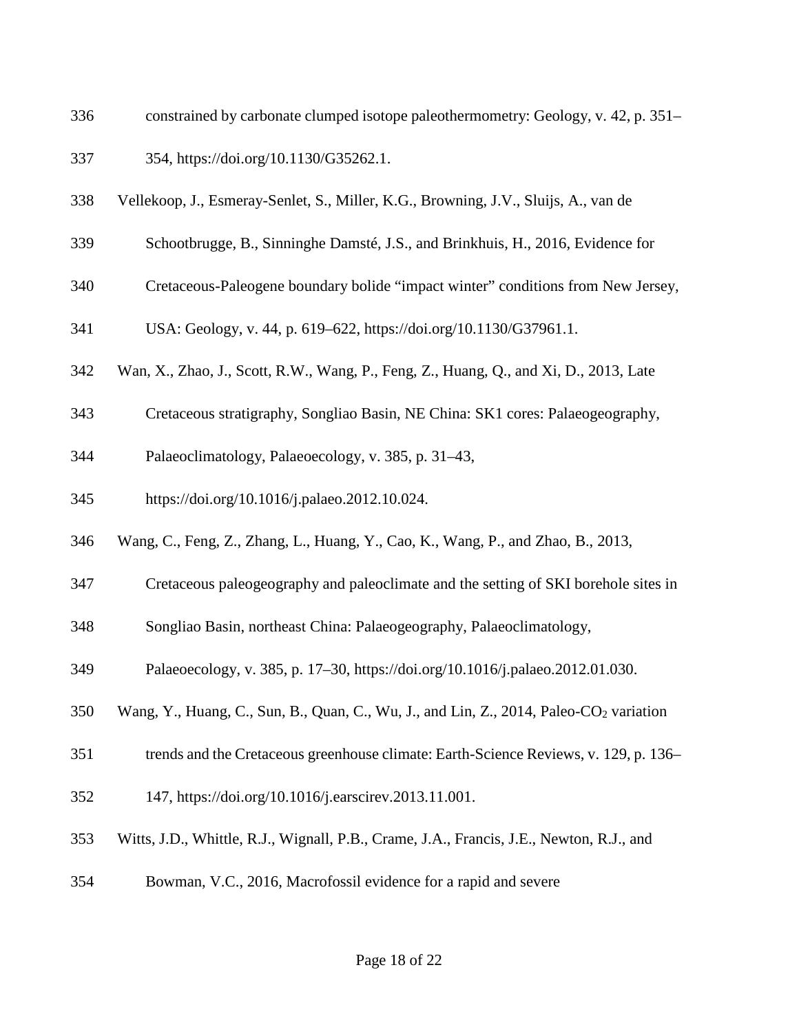constrained by carbonate clumped isotope paleothermometry: Geology, v. 42, p. 351–354, https://doi.org/10.1130/G35262.1.

Vellekoop, J., Esmeray-Senlet, S., Miller, K.G., Browning, J.V., Sluijs, A., van de Schootbrugge, B., Sinninghe Damsté, J.S., and Brinkhuis, H., 2016, Evidence for Cretaceous-Paleogene boundary bolide "impact winter" conditions from New Jersey, USA: Geology, v. 44, p. 619–622, https://doi.org/10.1130/G37961.1.

Wan, X., Zhao, J., Scott, R.W., Wang, P., Feng, Z., Huang, Q., and Xi, D., 2013, Late Cretaceous stratigraphy, Songliao Basin, NE China: SK1 cores: Palaeogeography, Palaeoclimatology, Palaeoecology, v. 385, p. 31–43, https://doi.org/10.1016/j.palaeo.2012.10.024.

Wang, C., Feng, Z., Zhang, L., Huang, Y., Cao, K., Wang, P., and Zhao, B., 2013, Cretaceous paleogeography and paleoclimate and the setting of SKI borehole sites in Songliao Basin, northeast China: Palaeogeography, Palaeoclimatology, Palaeoecology, v. 385, p. 17–30, https://doi.org/10.1016/j.palaeo.2012.01.030.

Wang, Y., Huang, C., Sun, B., Quan, C., Wu, J., and Lin, Z., 2014, Paleo-$CO_2$ variation trends and the Cretaceous greenhouse climate: Earth-Science Reviews, v. 129, p. 136–147, https://doi.org/10.1016/j.earscirev.2013.11.001.

Witts, J.D., Whittle, R.J., Wignall, P.B., Crame, J.A., Francis, J.E., Newton, R.J., and Bowman, V.C., 2016, Macrofossil evidence for a rapid and severe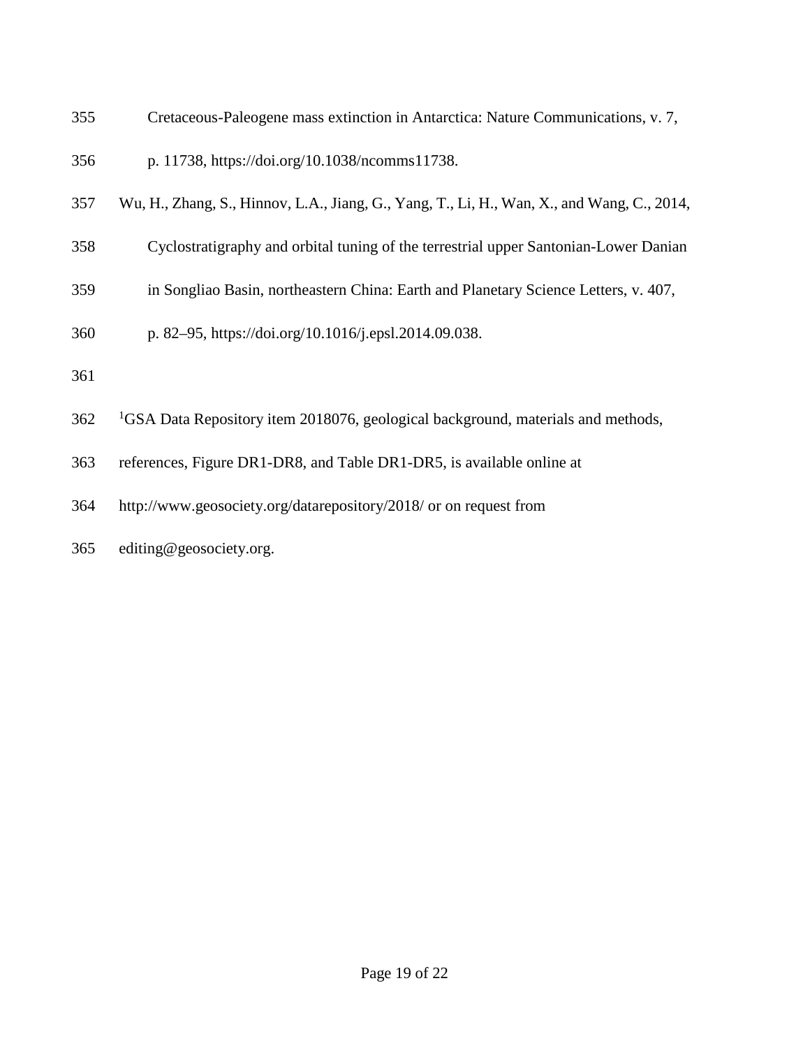Cretaceous-Paleogene mass extinction in Antarctica: Nature Communications, v. 7, p. 11738, https://doi.org/10.1038/ncomms11738.

Wu, H., Zhang, S., Hinnov, L.A., Jiang, G., Yang, T., Li, H., Wan, X., and Wang, C., 2014, Cyclostratigraphy and orbital tuning of the terrestrial upper Santonian-Lower Danian in Songliao Basin, northeastern China: Earth and Planetary Science Letters, v. 407, p. 82–95, https://doi.org/10.1016/j.epsl.2014.09.038.

[1]GSA Data Repository item 2018076, geological background, materials and methods, references, Figure DR1-DR8, and Table DR1-DR5, is available online at http://www.geosociety.org/datarepository/2018/ or on request from editing@geosociety.org.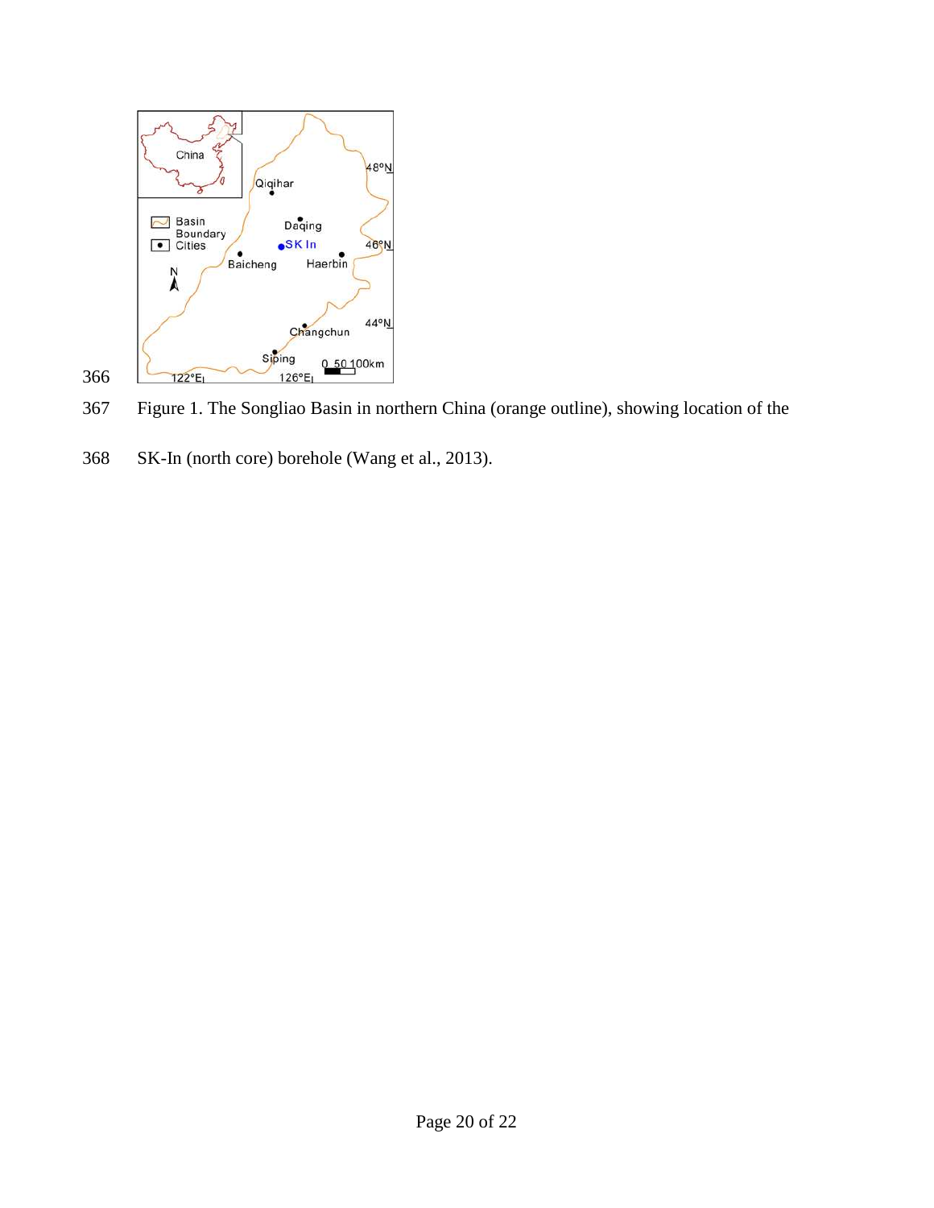Figure 1. The Songliao Basin in northern China (orange outline), showing location of the SK-In (north core) borehole (Wang et al., 2013).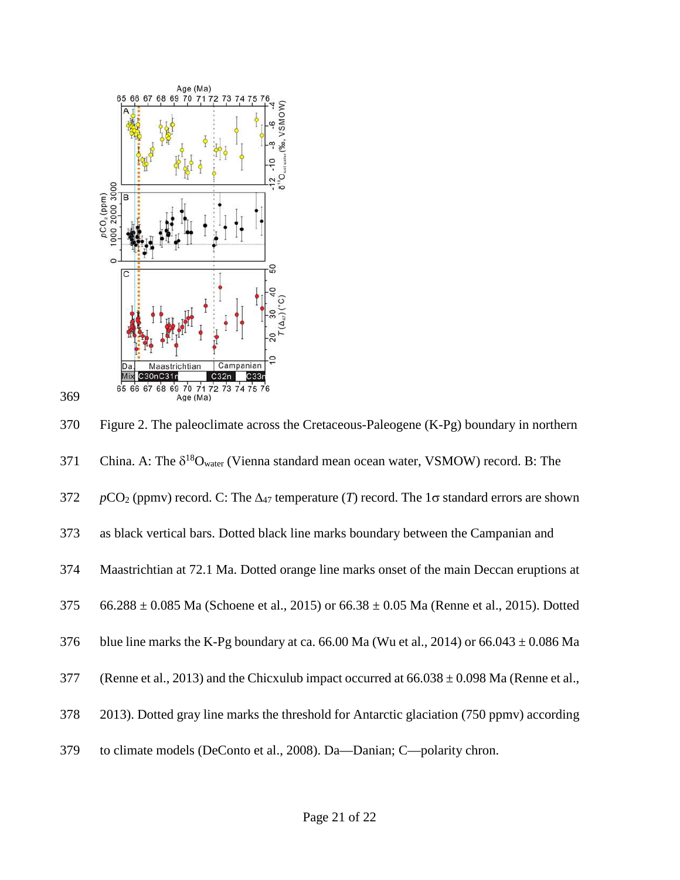Figure 2. The paleoclimate across the Cretaceous-Paleogene (K-Pg) boundary in northern China. A: The $\delta^{18}O_{water}$ (Vienna standard mean ocean water, VSMOW) record. B: The $pCO_2$ (ppmv) record. C: The $\Delta_{47}$ temperature ($T$) record. The 1σ standard errors are shown as black vertical bars. Dotted black line marks boundary between the Campanian and Maastrichtian at 72.1 Ma. Dotted orange line marks onset of the main Deccan eruptions at 66.288 ± 0.085 Ma (Schoene et al., 2015) or 66.38 ± 0.05 Ma (Renne et al., 2015). Dotted blue line marks the K-Pg boundary at ca. 66.00 Ma (Wu et al., 2014) or 66.043 ± 0.086 Ma (Renne et al., 2013) and the Chicxulub impact occurred at 66.038 ± 0.098 Ma (Renne et al., 2013). Dotted gray line marks the threshold for Antarctic glaciation (750 ppmv) according to climate models (DeConto et al., 2008). Da—Danian; C—polarity chron.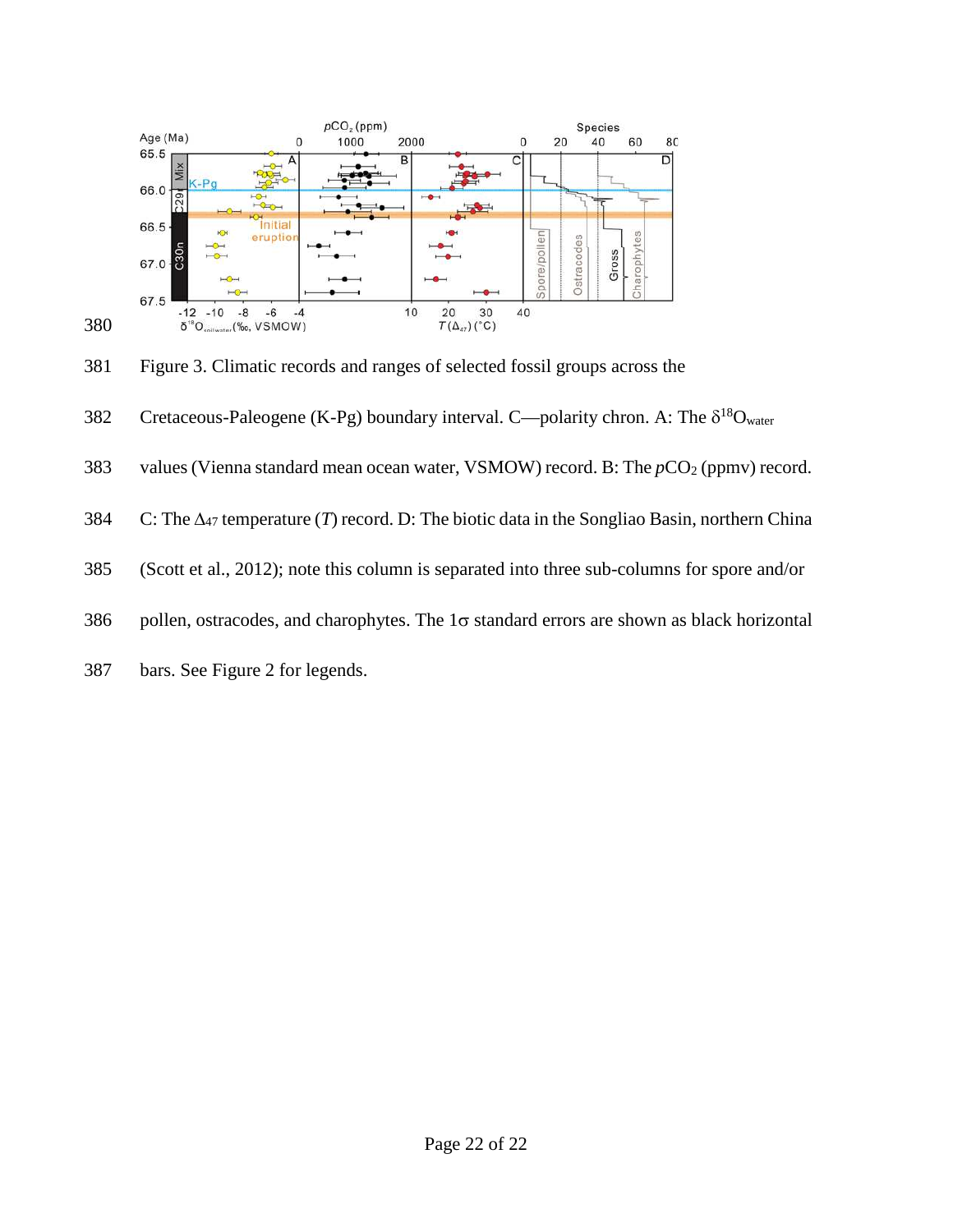Age (Ma)
65.5
66.0
66.5
67.0
67.5
Mix
C29r
C30n
K-Pg
Initial eruption
A
-12 -10 -8 -6 -4
$\delta^{18}O_{soilwater}$(‰, VSMOW)
$pCO_2$ (ppm)
0 1000 2000
B
10 20 30 40
$T(\Delta_{47})$ (°C)
C
Species
0 20 40 60 80
D
Spore/pollen
Ostracodes
Gross
Charophytes

Figure 3. Climatic records and ranges of selected fossil groups across the Cretaceous-Paleogene (K-Pg) boundary interval. C—polarity chron. A: The $\delta^{18}O_{water}$ values (Vienna standard mean ocean water, VSMOW) record. B: The $pCO_2$ (ppmv) record. C: The $\Delta_{47}$ temperature ($T$) record. D: The biotic data in the Songliao Basin, northern China (Scott et al., 2012); note this column is separated into three sub-columns for spore and/or pollen, ostracodes, and charophytes. The 1σ standard errors are shown as black horizontal bars. See Figure 2 for legends.